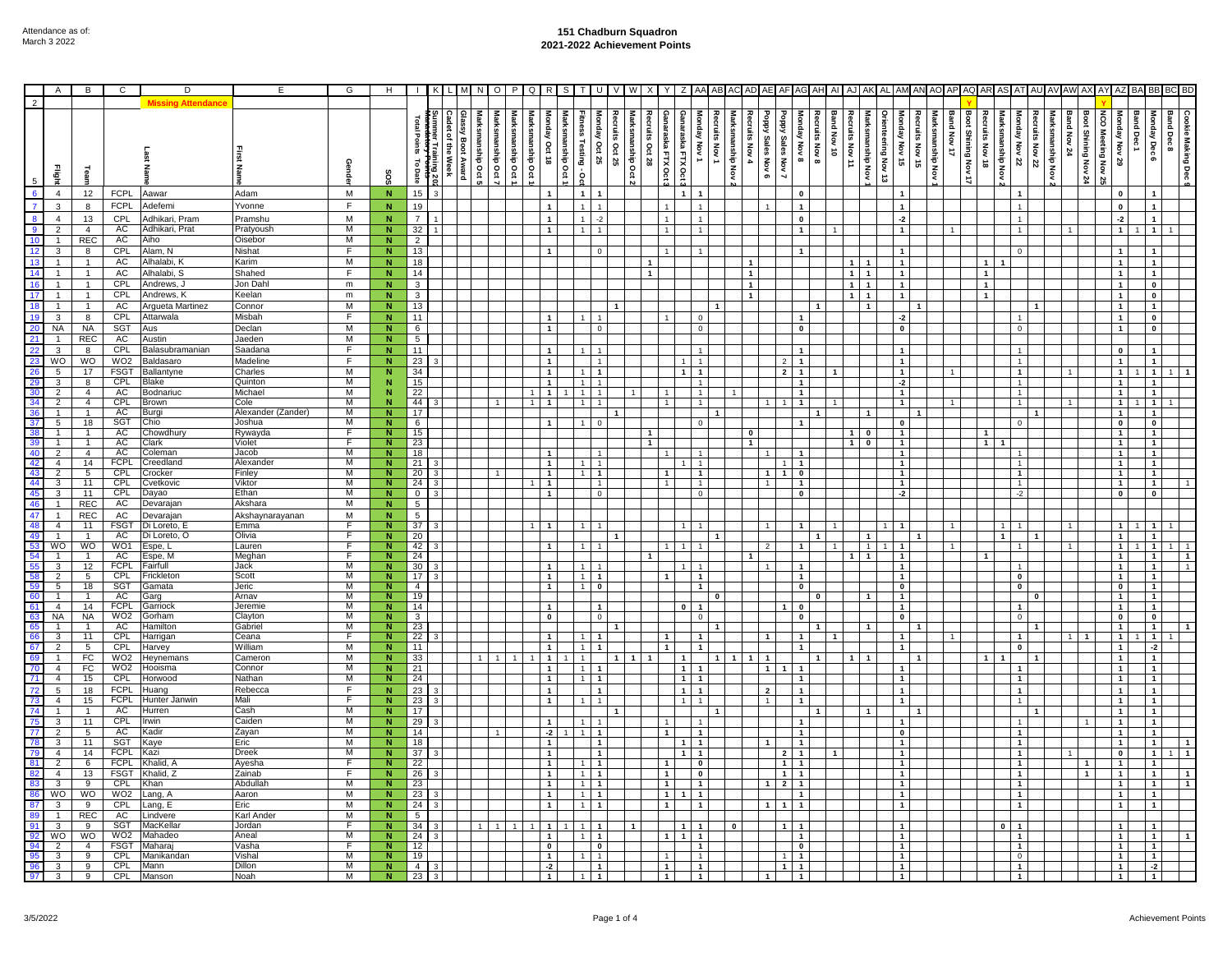Attendance as of:
March 3 2022

# 151 Chadburn Squadron
## 2021-2022 Achievement Points

| | A | B | C | D | E | G | H | I | K | L | M | N | O | P | Q | R | S | T | U | V | W | X | Y | Z | AA | AB | AC | AD | AE | AF | AG | AH | AI | AJ | AK | AL | AM | AN | AO | AP | AQ | AR | AS | AT | AU | AV | AW | AX | AY | AZ | BA | BB | BC | BD |
|---|---|---|---|---|---|---|---|---|---|---|---|---|---|---|---|---|---|---|---|---|---|---|---|---|---|---|---|---|---|---|---|---|---|---|---|---|---|---|---|---|---|---|---|---|---|---|---|---|---|---|---|---|---|---|
| 2 | | | | Missing Attendance | | | | | | | | | | | | | | | | | | | | | | | | | | | | | | | | | | | | | | | | | | | | | | | | | | |
| 5 | Flight | Team | | Last Name | First Name | Gender | SOS | Total Points To Date | Summer Training 202 / Mandatory Awards | Cadet of the Week | Glassy Boot Award | Marksmanship Oct 5 | Marksmanship Oct 7 | Marksmanship Oct 1 | Marksmanship Oct 1 | Monday Oct 18 | Marksmanship Oct 1 | Fitness Testing - Oct | Monday Oct 25 | Recruits Oct 25 | Marksmanship Oct 2 | Recruits Oct 28 | Ganaraska FTX Oct 1 | Ganaraska FTX Oct 1 | Monday Nov 1 | Recruits Nov 1 | Marksmanship Nov 2 | Recruits Nov 4 | Poppy Sales Nov 6 | Poppy Sales Nov 7 | Monday Nov 8 | Recruits Nov 8 | Band Nov 10 | Recruits Nov 11 | Marksmanship Nov 1 | Orienteering Nov 13 | Monday Nov 15 | Recruits Nov 15 | Marksmanship Nov 1 | Band Nov 17 | Boot Shining Nov 17 | Recruits Nov 18 | Marksmanship Nov 2 | Monday Nov 22 | Recruits Nov 22 | Marksmanship Nov 2 | Band Nov 24 | Boot Shining Nov 24 | NCO Meeting Nov 25 | Monday Nov 29 | Band Dec 1 | Monday Dec 6 | Band Dec 8 | Cookie Making Dec 9 |
| 6 | 4 | 12 | FCPL | Aawar | Adam | M | N | 15 | 3 | | | | | | | 1 | | 1 | 1 | | | | | 1 | 1 | | | | | | 0 | | | | | | 1 | | | | | | | 1 | | | | | | 0 | | 1 | | |
| 7 | 3 | 8 | FCPL | Adefemi | Yvonne | F | N | 19 | | | | | | | | 1 | | 1 | 1 | | | | 1 | | 1 | | | | 1 | | 1 | | | | | | 1 | | | | | | | 1 | | | | | | 0 | | 1 | | |
| 8 | 4 | 13 | CPL | Adhikari, Pram | Pramshu | M | N | 7 | 1 | | | | | | | 1 | | 1 | -2 | | | | 1 | | 1 | | | | | | 0 | | | | | | -2 | | | | | | | 1 | | | | | | -2 | | 1 | | |
| 9 | 2 | 4 | AC | Adhikari, Prat | Pratyoush | M | N | 32 | 1 | | | | | | | 1 | | 1 | 1 | | | | 1 | | 1 | | | | | | 1 | | 1 | | | | 1 | | | 1 | | | | 1 | | | 1 | | | 1 | 1 | 1 | 1 | |
| 10 | 1 | REC | AC | Aiho | Oisebor | M | N | 2 | | | | | | | | | | | | | | | | | | | | | | | | | | | | | | | | | | | | | | | | | | | | | | |
| 12 | 3 | 8 | CPL | Alam, N | Nishat | F | N | 13 | | | | | | | | 1 | | | 0 | | | | 1 | | 1 | | | | | | 1 | | | | | | 1 | | | | | | | 0 | | | | | | 1 | | 1 | | |
| 13 | 1 | 1 | AC | Alhalabi, K | Karim | M | N | 18 | | | | | | | | | | | | | | 1 | | | | | | 1 | | | | | | 1 | 1 | | 1 | | | | | 1 | 1 | | | | | | | 1 | | 1 | | |
| 14 | 1 | 1 | AC | Alhalabi, S | Shahed | F | N | 14 | | | | | | | | | | | | | | 1 | | | | | | 1 | | | | | | 1 | 1 | | 1 | | | | | 1 | | | | | | | | 1 | | 1 | | |
| 16 | 1 | 1 | CPL | Andrews, J | Jon Dahl | m | N | 3 | | | | | | | | | | | | | | | | | | | | 1 | | | | | | 1 | 1 | | 1 | | | | | 1 | | | | | | | | 1 | | 0 | | |
| 17 | 1 | 1 | CPL | Andrews, K | Keelan | m | N | 3 | | | | | | | | | | | | | | | | | | | | 1 | | | | | | 1 | 1 | | 1 | | | | | 1 | | | | | | | | 1 | | 0 | | |
| 18 | 1 | 1 | AC | Argueta Martinez | Connor | M | N | 13 | | | | | | | | | | | | 1 | | | | | | 1 | | | | | | 1 | | | 1 | | | 1 | | | | | | | 1 | | | | | 1 | | 1 | | |
| 19 | 3 | 8 | CPL | Attarwala | Misbah | F | N | 11 | | | | | | | | 1 | | 1 | 1 | | | | 1 | | 0 | | | | | | 1 | | | | | | -2 | | | | | | | 1 | | | | | | 1 | | 0 | | |
| 20 | NA | NA | SGT | Aus | Declan | M | N | 6 | | | | | | | | 1 | | | 0 | | | | | | 0 | | | | | | 0 | | | | | | 0 | | | | | | | 0 | | | | | | 1 | | 0 | | |
| 21 | 1 | REC | AC | Austin | Jaeden | M | N | 5 | | | | | | | | | | | | | | | | | | | | | | | | | | | | | | | | | | | | | | | | | | | | | | |
| 22 | 3 | 8 | CPL | Balasubramanian | Saadana | F | N | 11 | | | | | | | | 1 | | 1 | 1 | | | | | | 1 | | | | | | 1 | | | | | | 1 | | | | | | | 1 | | | | | | 0 | | 1 | | |
| 23 | WO | WO | WO2 | Baldasaro | Madeline | F | N | 23 | 3 | | | | | | | 1 | | | 1 | | | | | 1 | 1 | | | | | 2 | 1 | | | | | | 1 | | | | | | | 1 | | | | | | 1 | | 1 | | |
| 26 | 5 | 17 | FSGT | Ballantyne | Charles | M | N | 34 | | | | | | | | 1 | | 1 | 1 | | | | | 1 | 1 | | | | | 2 | 1 | | 1 | | | | 1 | | | 1 | | | | 1 | | | 1 | | | 1 | 1 | 1 | 1 | 1 |
| 29 | 3 | 8 | CPL | Blake | Quinton | M | N | 15 | | | | | | | | 1 | | 1 | 1 | | | | | | 1 | | | | | | 1 | | | | | | -2 | | | | | | | 1 | | | | | | 1 | | 1 | | |
| 30 | 2 | 4 | AC | Bodnariuc | Michael | M | N | 22 | | | | | | | 1 | 1 | 1 | 1 | 1 | | 1 | | 1 | | 1 | | 1 | | | | 1 | | | | | | 1 | | | | | | | 1 | | | | | | 1 | | 1 | | |
| 34 | 2 | 4 | CPL | Brown | Cole | M | N | 44 | 3 | | | | 1 | | 1 | 1 | | 1 | 1 | | | | 1 | | 1 | | | | 1 | 1 | 1 | | 1 | | | | 1 | | | 1 | | | | 1 | | | 1 | | | 1 | 1 | 1 | 1 | |
| 36 | 1 | 1 | AC | Burgi | Alexander (Zander) | M | N | 17 | | | | | | | | | | | | 1 | | | | | | 1 | | | | | | 1 | | | 1 | | | 1 | | | | | | | 1 | | | | | 1 | | 1 | | |
| 37 | 5 | 18 | SGT | Chio | Joshua | M | N | 6 | | | | | | | | 1 | | 1 | 0 | | | | | | 0 | | | | | | 1 | | | | | | 0 | | | | | | | 0 | | | | | | 0 | | 0 | | |
| 38 | 1 | 1 | AC | Chowdhury | Rywayda | F | N | 15 | | | | | | | | | | | | | | 1 | | | | | | 0 | | | | | | 1 | 0 | | 1 | | | | | 1 | | | | | | | | 1 | | 1 | | |
| 39 | 1 | 1 | AC | Clark | Violet | F | N | 23 | | | | | | | | | | | | | | 1 | | | | | | 1 | | | | | | 1 | 0 | | 1 | | | | | 1 | 1 | | | | | | | 1 | | 1 | | |
| 40 | 2 | 4 | AC | Coleman | Jacob | M | N | 18 | | | | | | | | 1 | | | 1 | | | | 1 | | 1 | | | | 1 | | 1 | | | | | | 1 | | | | | | | 1 | | | | | | 1 | | 1 | | |
| 42 | 4 | 14 | FCPL | Creedland | Alexander | M | N | 21 | 3 | | | | | | | 1 | | 1 | 1 | | | | | 1 | 1 | | | | | 1 | 1 | | | | | | 1 | | | | | | | 1 | | | | | | 1 | | 1 | | |
| 43 | 2 | 5 | CPL | Crocker | Finley | M | N | 20 | 3 | | | | 1 | | | 1 | | 1 | 1 | | | | 1 | | 1 | | | | 1 | 1 | 0 | | | | | | 1 | | | | | | | 1 | | | | | | 1 | | 1 | | |
| 44 | 3 | 11 | CPL | Cvetkovic | Viktor | M | N | 24 | 3 | | | | | | 1 | 1 | | | 1 | | | | 1 | | 1 | | | | 1 | | 1 | | | | | | 1 | | | | | | | 1 | | | | | | 1 | | 1 | | 1 |
| 45 | 3 | 11 | CPL | Dayao | Ethan | M | N | 0 | 3 | | | | | | | 1 | | | 0 | | | | | | 0 | | | | | | 0 | | | | | | -2 | | | | | | | -2 | | | | | | 0 | | 0 | | |
| 46 | 1 | REC | AC | Devarajan | Akshara | M | N | 5 | | | | | | | | | | | | | | | | | | | | | | | | | | | | | | | | | | | | | | | | | | | | | | |
| 47 | 1 | REC | AC | Devarajan | Akshaynarayanan | M | N | 5 | | | | | | | | | | | | | | | | | | | | | | | | | | | | | | | | | | | | | | | | | | | | | | |
| 48 | 4 | 11 | FSGT | Di Loreto, E | Emma | F | N | 37 | 3 | | | | | | 1 | 1 | | 1 | 1 | | | | | 1 | 1 | | | | 1 | | 1 | | 1 | | | 1 | 1 | | | 1 | | | 1 | 1 | | | 1 | | | 1 | 1 | 1 | 1 | |
| 49 | 1 | 1 | AC | Di Loreto, O | Olivia | F | N | 20 | | | | | | | | | | | | 1 | | | | | | 1 | | | | | | 1 | | | 1 | | | 1 | | | | | 1 | | 1 | | | | | 1 | | 1 | | |
| 53 | WO | WO | WO1 | Espe, L | Lauren | F | N | 42 | 3 | | | | | | | 1 | | 1 | 1 | | | | 1 | 1 | 1 | | | | 2 | | 1 | | 1 | | 1 | 1 | 1 | | | 1 | | | | 1 | | | 1 | | | 1 | 1 | 1 | 1 | 1 |
| 54 | 1 | 1 | AC | Espe, M | Meghan | F | N | 24 | | | | | | | | | | | | | | 1 | | | | | | 1 | | | | | | 1 | 1 | | 1 | | | | | 1 | | | | | | | | 1 | | 1 | | 1 |
| 55 | 3 | 12 | FCPL | Fairfull | Jack | M | N | 30 | 3 | | | | | | | 1 | | 1 | 1 | | | | | 1 | 1 | | | | 1 | | 1 | | | | | | 1 | | | | | | | 1 | | | | | | 1 | | 1 | | 1 |
| 58 | 2 | 5 | CPL | Frickleton | Scott | M | N | 17 | 3 | | | | | | | 1 | | 1 | 1 | | | | 1 | | 1 | | | | | | 1 | | | | | | 1 | | | | | | | 0 | | | | | | 1 | | 1 | | |
| 59 | 5 | 18 | SGT | Gamata | Jeric | M | N | 4 | | | | | | | | 1 | | 1 | 0 | | | | | | 1 | | | | | | 0 | | | | | | 0 | | | | | | | 0 | | | | | | 0 | | 1 | | |
| 60 | 1 | 1 | AC | Garg | Arnav | M | N | 19 | | | | | | | | | | | | | | | | | | 0 | | | | | | 0 | | | 1 | | | 1 | | | | | | | 0 | | | | | 1 | | 1 | | |
| 61 | 4 | 14 | FCPL | Garriock | Jeremie | M | N | 14 | | | | | | | | 1 | | | 1 | | | | | 0 | 1 | | | | | 1 | 0 | | | | | | 1 | | | | | | | 1 | | | | | | 1 | | 1 | | |
| 63 | NA | NA | WO2 | Gorham | Clayton | M | N | 3 | | | | | | | | 0 | | | 0 | | | | | | 0 | | | | | | 0 | | | | | | 0 | | | | | | | 0 | | | | | | 0 | | 0 | | |
| 65 | 1 | 1 | AC | Hamilton | Gabriel | M | N | 23 | | | | | | | | | | | | 1 | | | | | | 1 | | | | | | 1 | | | 1 | | | 1 | | | | | | | 1 | | | | | 1 | | 1 | | 1 |
| 66 | 3 | 11 | CPL | Harrigan | Ceana | F | N | 22 | 3 | | | | | | | 1 | | 1 | 1 | | | | 1 | | 1 | | | | 1 | | 1 | | 1 | | | | 1 | | | 1 | | | | 1 | | | 1 | 1 | | 1 | 1 | 1 | 1 | |
| 67 | 2 | 5 | CPL | Harvey | William | M | N | 11 | | | | | | | | 1 | | 1 | 1 | | | | 1 | | 1 | | | | | | 1 | | | | | | 1 | | | | | | | 0 | | | | | | 1 | | -2 | | |
| 69 | 1 | FC | WO2 | Heynemans | Cameron | M | N | 33 | | | | 1 | 1 | 1 | 1 | 1 | 1 | 1 | | 1 | 1 | 1 | | 1 | | 1 | 1 | 1 | 1 | | | 1 | | 1 | 1 | | | 1 | | | | 1 | 1 | | 1 | | | | | 1 | | 1 | | |
| 70 | 4 | FC | WO2 | Hooisma | Connor | M | N | 21 | | | | | | | | 1 | | 1 | 1 | | | | | 1 | 1 | | | | 1 | 1 | 1 | | | | | | 1 | | | | | | | 1 | | | | | | 1 | | 1 | | |
| 71 | 4 | 15 | CPL | Horwood | Nathan | M | N | 24 | | | | | | | | 1 | | 1 | 1 | | | | | 1 | 1 | | | | | | 1 | | | | | | 1 | | | | | | | 1 | | | | | | 1 | | 1 | | |
| 72 | 5 | 18 | FCPL | Huang | Rebecca | F | N | 23 | 3 | | | | | | | 1 | | | 1 | | | | | 1 | 1 | | | | 2 | | 1 | | | | | | 1 | | | | | | | 1 | | | | | | 1 | | 1 | | |
| 73 | 4 | 15 | FCPL | Hunter Janwin | Mali | F | N | 23 | 3 | | | | | | | 1 | | 1 | 1 | | | | | 1 | 1 | | | | 1 | | 1 | | | | | | 1 | | | | | | | 1 | | | | | | 1 | | 1 | | |
| 74 | 1 | 1 | AC | Hurren | Cash | M | N | 17 | | | | | | | | | | | | 1 | | | | | | 1 | | | | | | 1 | | | 1 | | | 1 | | | | | | | 1 | | | | | 1 | | 1 | | |
| 75 | 3 | 11 | CPL | Irwin | Caiden | M | N | 29 | 3 | | | | | | | 1 | | 1 | 1 | | | | 1 | | 1 | | | | | | 1 | | | | | | 1 | | | | | | | 1 | | | | 1 | | 1 | | 1 | | |
| 77 | 2 | 5 | AC | Kadir | Zayan | M | N | 14 | | | | | 1 | | | -2 | 1 | 1 | 1 | | | | 1 | | 1 | | | | | | 1 | | | | | | 0 | | | | | | | 1 | | | | | | 1 | | 1 | | |
| 78 | 3 | 11 | SGT | Kaye | Eric | M | N | 18 | | | | | | | | 1 | | | 1 | | | | | 1 | 1 | | | | 1 | | 1 | | | | | | 1 | | | | | | | 1 | | | | | | 1 | | 1 | | 1 |
| 79 | 4 | 14 | FCPL | Kazi | Dreek | M | N | 37 | 3 | | | | | | | 1 | | | 1 | | | | | 1 | 1 | | | | | 2 | 1 | | 1 | | | | 1 | | | | | | | 1 | | | 1 | | | 0 | | 1 | | 1 |
| 81 | 2 | 6 | FCPL | Khalid, A | Ayesha | F | N | 22 | | | | | | | | 1 | | 1 | 1 | | | | 1 | | 0 | | | | | 1 | 1 | | | | | | 1 | | | | | | | 1 | | | | 1 | | 1 | | 1 | | |
| 82 | 4 | 13 | FSGT | Khalid, Z | Zainab | F | N | 26 | 3 | | | | | | | 1 | | 1 | 1 | | | | 1 | | 0 | | | | | 1 | 1 | | | | | | 1 | | | | | | | 1 | | | | 1 | | 1 | | 1 | | 1 |
| 83 | 3 | 9 | CPL | Khan | Abdullah | M | N | 23 | | | | | | | | 1 | | 1 | 1 | | | | 1 | | 1 | | | | 1 | 2 | 1 | | | | | | 1 | | | | | | | 1 | | | | | | 1 | | 1 | | 1 |
| 86 | WO | WO | WO2 | Lang, A | Aaron | M | N | 23 | 3 | | | | | | | 1 | | 1 | 1 | | | | 1 | 1 | 1 | | | | | | 1 | | | | | | 1 | | | | | | | 1 | | | | | | 1 | | 1 | | |
| 87 | 3 | 9 | CPL | Lang, E | Eric | M | N | 24 | 3 | | | | | | | 1 | | 1 | 1 | | | | 1 | | 1 | | | | 1 | 1 | 1 | | | | | | 1 | | | | | | | 1 | | | | | | 1 | | 1 | | |
| 89 | 1 | REC | AC | Lindvere | Karl Ander | M | N | 5 | | | | | | | | | | | | | | | | | | | | | | | | | | | | | | | | | | | | | | | | | | | | | | |
| 91 | 3 | 9 | SGT | MacKellar | Jordan | F | N | 34 | 3 | | | 1 | 1 | 1 | 1 | 1 | 1 | 1 | 1 | | 1 | | | 1 | 1 | | 0 | | | 1 | 1 | | | | | | 1 | | | | | | 0 | 1 | | | | | | 1 | | 1 | | |
| 92 | WO | WO | WO2 | Mahadeo | Aneal | M | N | 24 | 3 | | | | | | | 1 | | 1 | 1 | | | | 1 | 1 | 1 | | | | | | 1 | | | | | | 1 | | | | | | | 1 | | | | | | 1 | | 1 | | 1 |
| 94 | 2 | 4 | FSGT | Maharaj | Vasha | F | N | 12 | | | | | | | | 0 | | | 0 | | | | | | 1 | | | | | | 0 | | | | | | 1 | | | | | | | 1 | | | | | | 1 | | 1 | | |
| 95 | 3 | 9 | CPL | Manikandan | Vishal | M | N | 19 | | | | | | | | 1 | | 1 | 1 | | | | 1 | | 1 | | | | | 1 | 1 | | | | | | 1 | | | | | | | 0 | | | | | | 1 | | 1 | | |
| 96 | 3 | 9 | CPL | Mann | Dillon | M | N | 4 | 3 | | | | | | | -2 | | | 1 | | | | 1 | | 1 | | | | | 1 | 1 | | | | | | 1 | | | | | | | 1 | | | | | | 1 | | -2 | | |
| 97 | 3 | 9 | CPL | Manson | Noah | M | N | 23 | 3 | | | | | | | 1 | | 1 | 1 | | | | 1 | | 1 | | | | 1 | | 1 | | | | | | 1 | | | | | | | 1 | | | | | | 1 | | 1 | | |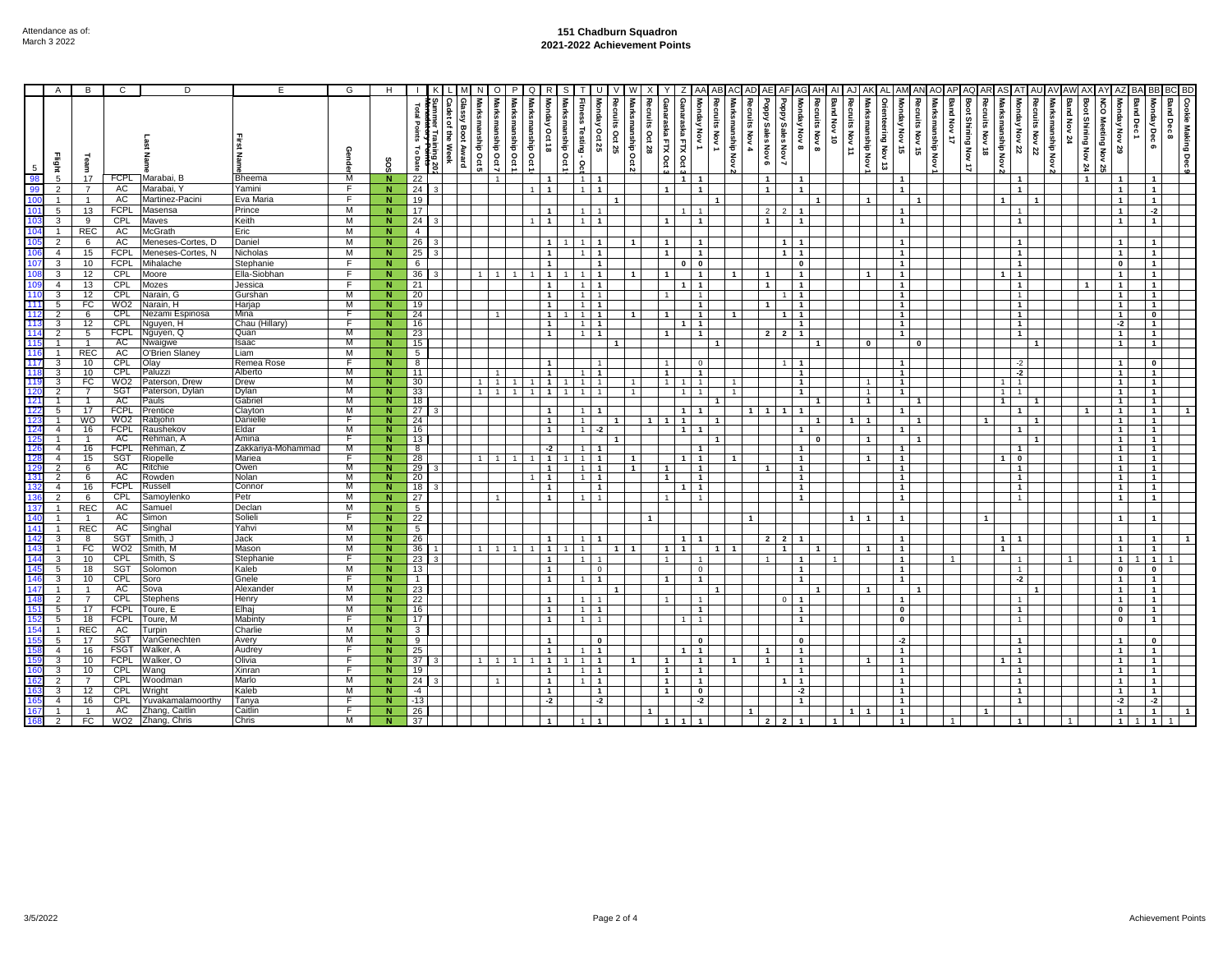# 151 Chadburn Squadron
## 2021-2022 Achievement Points

Attendance as of:
March 3 2022

| | Flight | Team | | Last Name | First Name | Gender | SOS | Total Points To Date | Summer Training 2021 Membership Points | Cadet of the Week | Glassy Boot Award | Marksmanship Oct 5 | Marksmanship Oct 7 | Marksmanship Oct 1 | Marksmanship Oct 1 | Monday Oct 18 | Marksmanship Oct 1 | Fitness Testing - Oct | Monday Oct 25 | Recruits Oct 25 | Marksmanship Oct 2 | Recruits Oct 28 | Ganaraska FTX Oct | Ganaraska FTX Oct 3 | Monday Nov 1 | Recruits Nov 1 | Marksmanship Nov 2 | Recruits Nov 4 | Poppy Sales Nov 6 | Poppy Sales Nov 7 | Monday Nov 8 | Recruits Nov 8 | Band Nov 10 | Recruits Nov 11 | Marksmanship Nov 1 | Orienteering Nov 13 | Monday Nov 15 | Recruits Nov 15 | Marksmanship Nov 1 | Band Nov 17 | Boot Shining Nov 17 | Recruits Nov 18 | Marksmanship Nov 2 | Monday Nov 22 | Recruits Nov 22 | Marksmanship Nov 2 | Band Nov 24 | Boot Shining Nov 24 | NCO Meeting Nov 25 | Monday Nov 29 | Band Dec 1 | Monday Dec 6 | Band Dec 8 | Cookie Making Dec 9 |
|---|---|---|---|---|---|---|---|---|---|---|---|---|---|---|---|---|---|---|---|---|---|---|---|---|---|---|---|---|---|---|---|---|---|---|---|---|---|---|---|---|---|---|---|---|---|---|---|---|---|---|---|---|---|---|
| 98 | 5 | 17 | FCPL | Marabai, B | Bheema | M | N | 22 | | | | | 1 | | | 1 | | 1 | 1 | | | | | 1 | 1 | | | | 1 | | 1 | | | | | | 1 | | | | | | | 1 | | | | 1 | | 1 | | 1 | | |
| 99 | 2 | 7 | AC | Marabai, Y | Yamini | F | N | 24 | 3 | | | | | | 1 | 1 | | 1 | 1 | | | | 1 | | 1 | | | | 1 | | 1 | | | | | | 1 | | | | | | | 1 | | | | | | 1 | | 1 | | |
| 100 | 1 | 1 | AC | Martinez-Pacini | Eva Maria | F | N | 19 | | | | | | | | | | | | 1 | | | | | | 1 | | | | | | 1 | | | 1 | | | 1 | | | | | 1 | | 1 | | | | | 1 | | 1 | | |
| 101 | 5 | 13 | FCPL | Masensa | Prince | M | N | 17 | | | | | | | | 1 | | 1 | 1 | | | | | 1 | 1 | | | | 2 | 2 | 1 | | | | | | 1 | | | | | | | 1 | | | | | | 1 | | -2 | | |
| 103 | 3 | 9 | CPL | Maves | Keith | M | N | 24 | 3 | | | | | | 1 | 1 | | 1 | 1 | | | | 1 | | 1 | | | | 1 | | 1 | | | | | | 1 | | | | | | | 1 | | | | | | 1 | | 1 | | |
| 104 | 1 | REC | AC | McGrath | Eric | M | N | 4 | | | | | | | | | | | | | | | | | | | | | | | | | | | | | | | | | | | | | | | | | | | | | | |
| 105 | 2 | 6 | AC | Meneses-Cortes, D | Daniel | M | N | 26 | 3 | | | | | | | 1 | 1 | 1 | 1 | | 1 | | 1 | | 1 | | | | | 1 | 1 | | | | | | 1 | | | | | | | 1 | | | | | | 1 | | 1 | | |
| 106 | 4 | 15 | FCPL | Meneses-Cortes, N | Nicholas | M | N | 25 | 3 | | | | | | | 1 | | 1 | 1 | | | | 1 | | 1 | | | | | 1 | 1 | | | | | | 1 | | | | | | | 1 | | | | | | 1 | | 1 | | |
| 107 | 3 | 10 | FCPL | Mihalache | Stephanie | F | N | 6 | | | | | | | | 1 | | | | | | | | 0 | 0 | | | | | | 0 | | | | | | 1 | | | | | | | 1 | | | | | | 0 | | 1 | | |
| 108 | 3 | 12 | CPL | Moore | Ella-Siobhan | F | N | 36 | 3 | | | 1 | 1 | 1 | 1 | 1 | 1 | 1 | 1 | | 1 | | 1 | | 1 | | 1 | | 1 | | 1 | | | | 1 | | 1 | | | | | | 1 | 1 | | | | | | 1 | | 1 | | |
| 109 | 4 | 13 | CPL | Mozes | Jessica | F | N | 21 | | | | | | | | 1 | | 1 | 1 | | | | | 1 | 1 | | | | 1 | | 1 | | | | | | 1 | | | | | | | 1 | | | | | 1 | 1 | | 1 | | |
| 110 | 3 | 12 | CPL | Narain, G | Gurshan | M | N | 20 | | | | | | | | 1 | | 1 | 1 | | | | 1 | | 1 | | | | | 1 | 1 | | | | | | 1 | | | | | | | 1 | | | | | | 1 | | 1 | | |
| 111 | 5 | FC | WO2 | Narain, H | Harjap | M | N | 19 | | | | | | | | 1 | | 1 | 1 | | | | | | 1 | | | | 1 | | 1 | | | | | | 1 | | | | | | | 1 | | | | | | 1 | | 1 | | |
| 112 | 2 | 6 | CPL | Nezami Espinosa | Mina | F | N | 24 | | | | | 1 | | | 1 | 1 | 1 | 1 | | 1 | | 1 | | 1 | | 1 | | | 1 | 1 | | | | | | 1 | | | | | | | 1 | | | | | | 1 | | 0 | | |
| 113 | 3 | 12 | CPL | Nguyen, H | Chau (Hillary) | F | N | 16 | | | | | | | | 1 | | 1 | 1 | | | | | 1 | 1 | | | | | | 1 | | | | | | 1 | | | | | | | 1 | | | | | | -2 | | 1 | | |
| 114 | 2 | 5 | FCPL | Nguyen, Q | Quan | M | N | 23 | | | | | | | | 1 | | 1 | 1 | | | | 1 | | 1 | | | | 2 | 2 | 1 | | | | | | 1 | | | | | | | 1 | | | | | | 1 | | 1 | | |
| 115 | 1 | 1 | AC | Nwaigwe | Isaac | M | N | 15 | | | | | | | | | | | | 1 | | | | | | 1 | | | | | | 1 | | | 0 | | | 0 | | | | | | | 1 | | | | | 1 | | 1 | | |
| 116 | 1 | REC | AC | O'Brien Slaney | Liam | M | N | 5 | | | | | | | | | | | | | | | | | | | | | | | | | | | | | | | | | | | | | | | | | | | | | | |
| 117 | 3 | 10 | CPL | Olay | Remea Rose | F | N | 8 | | | | | | | | 1 | | | 1 | | | | 1 | | 0 | | | | | 1 | 1 | | | | | | 1 | | | | | | | -2 | | | | | | 1 | | 0 | | |
| 118 | 3 | 10 | CPL | Paluzzi | Alberto | M | N | 11 | | | | | | | | 1 | | 1 | 1 | | | | 1 | | 1 | | | | | | 1 | | | | | | 1 | | | | | | | -2 | | | | | | 1 | | 1 | | |
| 119 | 3 | FC | WO2 | Paterson, Drew | Drew | M | N | 30 | | | | 1 | 1 | 1 | 1 | 1 | 1 | 1 | 1 | | 1 | | 1 | 1 | 1 | | 1 | | | | 1 | | | | 1 | | 1 | | | | | | 1 | 1 | | | | | | 1 | | 1 | | |
| 120 | 2 | 7 | SGT | Paterson, Dylan | Dylan | M | N | 33 | | | | 1 | 1 | 1 | 1 | 1 | 1 | 1 | 1 | | 1 | | | 1 | 1 | | 1 | | | | 1 | | | | 1 | | 1 | | | | | | 1 | 1 | | | | | | 1 | | 1 | | |
| 121 | 1 | 1 | AC | Pauls | Gabriel | M | N | 18 | | | | | | | | | | | | | | | | | | 1 | | | | | | 1 | | | 1 | | | 1 | | | | | 1 | | 1 | | | | | 1 | | 1 | | |
| 122 | 5 | 17 | FCPL | Prentice | Clayton | M | N | 27 | 3 | | | | | | | 1 | | 1 | 1 | | | | | 1 | 1 | | | 1 | 1 | 1 | 1 | | | | | | 1 | | | | | | | 1 | | | | 1 | | 1 | | 1 | | 1 |
| 123 | 1 | WO | WO2 | Rabjohn | Danielle | F | N | 24 | | | | | | | | 1 | | 1 | | 1 | | 1 | 1 | 1 | | 1 | | | | | | 1 | | 1 | 1 | | | 1 | | | | 1 | | | 1 | | | | | 1 | | 1 | | |
| 124 | 4 | 16 | FCPL | Raushekov | Eldar | M | N | 16 | | | | | | | | 1 | | 1 | -2 | | | | | 1 | 1 | | | | | | 1 | | | | | | 1 | | | | | | | 1 | | | | | | 1 | | 1 | | |
| 125 | 1 | 1 | AC | Rehman, A | Amina | F | N | 13 | | | | | | | | | | | | 1 | | | | | | 1 | | | | | | 0 | | | 1 | | | 1 | | | | | | | 1 | | | | | 1 | | 1 | | |
| 126 | 4 | 16 | FCPL | Rehman, Z | Zakkariya-Mohammad | M | N | 8 | | | | | | | | -2 | | 1 | 1 | | | | | | 1 | | | | | | 1 | | | | | | 1 | | | | | | | 1 | | | | | | 1 | | 1 | | |
| 128 | 4 | 15 | SGT | Riopelle | Mariea | F | N | 28 | | | | 1 | 1 | 1 | 1 | 1 | 1 | 1 | 1 | | 1 | | | 1 | 1 | | 1 | | | | 1 | | | | 1 | | 1 | | | | | | 1 | 0 | | | | | | 1 | | 1 | | |
| 129 | 2 | 6 | AC | Ritchie | Owen | M | N | 29 | 3 | | | | | | | 1 | | 1 | 1 | | 1 | | 1 | | 1 | | | | 1 | | 1 | | | | | | 1 | | | | | | | 1 | | | | | | 1 | | 1 | | |
| 131 | 2 | 6 | AC | Rowden | Nolan | M | N | 20 | | | | | | | 1 | 1 | | 1 | 1 | | | | 1 | | 1 | | | | | | 1 | | | | | | 1 | | | | | | | 1 | | | | | | 1 | | 1 | | |
| 132 | 4 | 16 | FCPL | Russell | Connor | M | N | 18 | 3 | | | | | | | 1 | | | 1 | | | | | 1 | 1 | | | | | | 1 | | | | | | 1 | | | | | | | 1 | | | | | | 1 | | 1 | | |
| 136 | 2 | 6 | CPL | Samoylenko | Petr | M | N | 27 | | | | | 1 | | | 1 | | 1 | 1 | | | | 1 | | 1 | | | | | | 1 | | | | | | 1 | | | | | | | 1 | | | | | | 1 | | 1 | | |
| 137 | 1 | REC | AC | Samuel | Declan | M | N | 5 | | | | | | | | | | | | | | | | | | | | | | | | | | | | | | | | | | | | | | | | | | | | | | |
| 140 | 1 | 1 | AC | Simon | Solieli | F | N | 22 | | | | | | | | | | | | | | 1 | | | | | | 1 | | | | | | 1 | 1 | | 1 | | | | | 1 | | | | | | | | 1 | | 1 | | |
| 141 | 1 | REC | AC | Singhal | Yahvi | M | N | 5 | | | | | | | | | | | | | | | | | | | | | | | | | | | | | | | | | | | | | | | | | | | | | | |
| 142 | 3 | 8 | SGT | Smith, J | Jack | M | N | 26 | | | | | | | | 1 | | 1 | 1 | | | | | 1 | 1 | | | | 2 | 2 | 1 | | | | | | 1 | | | | | | 1 | 1 | | | | | | 1 | | 1 | | 1 |
| 143 | 1 | FC | WO2 | Smith, M | Mason | M | N | 36 | 1 | | | 1 | 1 | 1 | 1 | 1 | 1 | 1 | | 1 | 1 | | 1 | 1 | | 1 | 1 | | | 1 | | 1 | | | 1 | | 1 | | | | | | 1 | | | | | | | 1 | | 1 | | |
| 144 | 3 | 10 | CPL | Smith, S | Stephanie | F | N | 23 | 3 | | | | | | | 1 | | 1 | 1 | | | | 1 | | 1 | | | | 1 | | 1 | | 1 | | | | 1 | | | 1 | | | | 1 | | | 1 | | | 1 | 1 | 1 | 1 | |
| 145 | 5 | 18 | SGT | Solomon | Kaleb | M | N | 13 | | | | | | | | 1 | | | 0 | | | | | | 0 | | | | | | 1 | | | | | | 1 | | | | | | | 1 | | | | | | 0 | | 0 | | |
| 146 | 3 | 10 | CPL | Soro | Gnele | F | N | 1 | | | | | | | | 1 | | 1 | 1 | | | | 1 | | 1 | | | | | | 1 | | | | | | 1 | | | | | | | -2 | | | | | | 1 | | 1 | | |
| 147 | 1 | 1 | AC | Sova | Alexander | M | N | 23 | | | | | | | | | | | | 1 | | | | | | 1 | | | | | | 1 | | | 1 | | | 1 | | | | | | | 1 | | | | | 1 | | 1 | | |
| 148 | 2 | 7 | CPL | Stephens | Henry | M | N | 22 | | | | | | | | 1 | | 1 | 1 | | | | 1 | | 1 | | | | | 0 | 1 | | | | | | 1 | | | | | | | 1 | | | | | | 1 | | 1 | | |
| 151 | 5 | 17 | FCPL | Toure, E | Elhaj | M | N | 16 | | | | | | | | 1 | | 1 | 1 | | | | | | 1 | | | | | | 1 | | | | | | 0 | | | | | | | 1 | | | | | | 0 | | 1 | | |
| 152 | 5 | 18 | FCPL | Toure, M | Mabinty | F | N | 17 | | | | | | | | 1 | | 1 | 1 | | | | | 1 | 1 | | | | | | 1 | | | | | | 0 | | | | | | | 1 | | | | | | 0 | | 1 | | |
| 154 | 1 | REC | AC | Turpin | Charlie | M | N | 3 | | | | | | | | | | | | | | | | | | | | | | | | | | | | | | | | | | | | | | | | | | | | | | |
| 155 | 5 | 17 | SGT | VanGenechten | Avery | M | N | 9 | | | | | | | | 1 | | | 0 | | | | | | 0 | | | | | | 0 | | | | | | -2 | | | | | | | 1 | | | | | | 1 | | 0 | | |
| 158 | 4 | 16 | FSGT | Walker, A | Audrey | F | N | 25 | | | | | | | | 1 | | 1 | 1 | | | | | 1 | 1 | | | | 1 | | 1 | | | | | | 1 | | | | | | | 1 | | | | | | 1 | | 1 | | |
| 159 | 3 | 10 | FCPL | Walker, O | Olivia | F | N | 37 | 3 | | | 1 | 1 | 1 | 1 | 1 | 1 | 1 | 1 | | 1 | | 1 | | 1 | | 1 | | 1 | | 1 | | | | 1 | | 1 | | | | | | 1 | 1 | | | | | | 1 | | 1 | | |
| 160 | 3 | 10 | CPL | Wang | Xinran | F | N | 19 | | | | | | | | 1 | | 1 | 1 | | | | 1 | | 1 | | | | | | 1 | | | | | | 1 | | | | | | | 1 | | | | | | 1 | | 1 | | |
| 162 | 2 | 7 | CPL | Woodman | Marlo | M | N | 24 | 3 | | | | 1 | | | 1 | | 1 | 1 | | | | 1 | | 1 | | | | | 1 | 1 | | | | | | 1 | | | | | | | 1 | | | | | | 1 | | 1 | | |
| 163 | 3 | 12 | CPL | Wright | Kaleb | M | N | -4 | | | | | | | | 1 | | | 1 | | | | 1 | | 0 | | | | | | -2 | | | | | | 1 | | | | | | | 1 | | | | | | 1 | | 1 | | |
| 165 | 4 | 16 | CPL | Yuvakamalamoorthy | Tanya | F | N | -13 | | | | | | | | -2 | | | -2 | | | | | | -2 | | | | | | 1 | | | | | | 1 | | | | | | | 1 | | | | | | -2 | | -2 | | |
| 167 | 1 | 1 | AC | Zhang, Caitlin | Caitlin | F | N | 26 | | | | | | | | | | | | | | 1 | | | | | | 1 | | | | | | 1 | 1 | | 1 | | | | | 1 | | | | | | | | 1 | | 1 | | 1 |
| 168 | 2 | FC | WO2 | Zhang, Chris | Chris | M | N | 37 | | | | | | | | 1 | | 1 | 1 | | | | 1 | 1 | 1 | | | | 2 | 2 | 1 | | 1 | | | | 1 | | | 1 | | | | 1 | | | 1 | | | 1 | 1 | 1 | 1 | |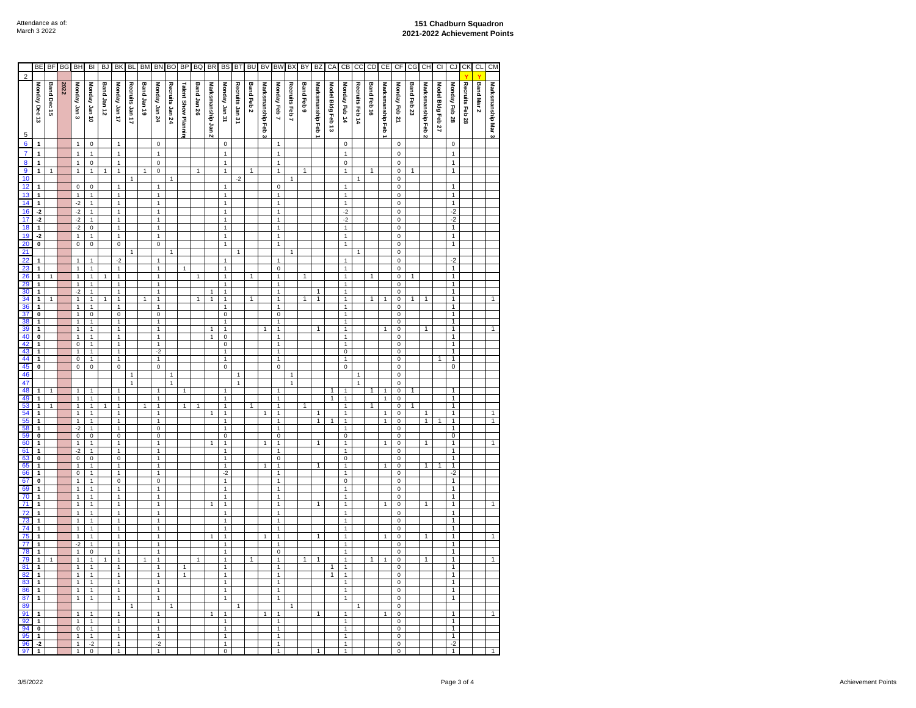Attendance as of:
March 3 2022

# 151 Chadburn Squadron
## 2021-2022 Achievement Points

| | BE | BF | BG | BH | BI | BJ | BK | BL | BM | BN | BO | BP | BQ | BR | BS | BT | BU | BV | BW | BX | BY | BZ | CA | CB | CC | CD | CE | CF | CG | CH | CI | CJ | CK | CL | CM |
|---|---|---|---|---|---|---|---|---|---|---|---|---|---|---|---|---|---|---|---|---|---|---|---|---|---|---|---|---|---|---|---|---|---|---|---|
| 2 | | | | | | | | | | | | | | | | | | | | | | | | | | | | | | | | | Y | Y | |
| 5 | Monday Dec 13 | Band Dec 15 | 2022 | Monday Jan 3 | Monday Jan 10 | Band Jan 12 | Monday Jan 17 | Recruits Jan 17 | Band Jan 19 | Monday Jan 24 | Recruits Jan 24 | Talent Show Planning | Band Jan 26 | Marksmanship Jan 2 | Monday Jan 31 | Recruits Jan 31 | Band Feb 2 | Marksmanship Feb 3 | Monday Feb 7 | Recruits Feb 7 | Band Feb 9 | Marksmanship Feb 1 | Model Bldg Feb 13 | Monday Feb 14 | Recruits Feb 14 | Band Feb 16 | Marksmanship Feb 1 | Monday Feb 21 | Band Feb 23 | Marksmanship Feb 2 | Model Bldg Feb 27 | Monday Feb 28 | Recruits Feb 28 | Band Mar 2 | Marksmanship Mar 3 |
| 6 | 1 | | | 1 | 0 | | 1 | | | 0 | | | | | 0 | | | | 1 | | | | | 0 | | | | 0 | | | | 0 | | | |
| 7 | 1 | | | 1 | 1 | | 1 | | | 1 | | | | | 1 | | | | 1 | | | | | 1 | | | | 0 | | | | 1 | | | |
| 8 | 1 | | | 1 | 0 | | 1 | | | 0 | | | | | 1 | | | | 1 | | | | | 0 | | | | 0 | | | | 1 | | | |
| 9 | 1 | 1 | | 1 | 1 | 1 | 1 | | 1 | 0 | | | 1 | | 1 | | 1 | | 1 | | 1 | | | 1 | | 1 | | 0 | 1 | | | 1 | | | |
| 10 | | | | | | | | 1 | | | 1 | | | | | -2 | | | | 1 | | | | | 1 | | | 0 | | | | | | | |
| 12 | 1 | | | 0 | 0 | | 1 | | | 1 | | | | | 1 | | | | 0 | | | | | 1 | | | | 0 | | | | 1 | | | |
| 13 | 1 | | | 1 | 1 | | 1 | | | 1 | | | | | 1 | | | | 1 | | | | | 1 | | | | 0 | | | | 1 | | | |
| 14 | 1 | | | -2 | 1 | | 1 | | | 1 | | | | | 1 | | | | 1 | | | | | 1 | | | | 0 | | | | 1 | | | |
| 16 | -2 | | | -2 | 1 | | 1 | | | 1 | | | | | 1 | | | | 1 | | | | | -2 | | | | 0 | | | | -2 | | | |
| 17 | -2 | | | -2 | 1 | | 1 | | | 1 | | | | | 1 | | | | 1 | | | | | -2 | | | | 0 | | | | -2 | | | |
| 18 | 1 | | | -2 | 0 | | 1 | | | 1 | | | | | 1 | | | | 1 | | | | | 1 | | | | 0 | | | | 1 | | | |
| 19 | -2 | | | 1 | 1 | | 1 | | | 1 | | | | | 1 | | | | 1 | | | | | 1 | | | | 0 | | | | 1 | | | |
| 20 | 0 | | | 0 | 0 | | 0 | | | 0 | | | | | 1 | | | | 1 | | | | | 1 | | | | 0 | | | | 1 | | | |
| 21 | | | | | | | | 1 | | | 1 | | | | | 1 | | | | 1 | | | | | 1 | | | 0 | | | | | | | |
| 22 | 1 | | | 1 | 1 | | -2 | | | 1 | | | | | 1 | | | | 1 | | | | | 1 | | | | 0 | | | | -2 | | | |
| 23 | 1 | | | 1 | 1 | | 1 | | | 1 | | 1 | | | 1 | | | | 0 | | | | | 1 | | | | 0 | | | | 1 | | | |
| 26 | 1 | 1 | | 1 | 1 | 1 | 1 | | | 1 | | | 1 | | 1 | | 1 | | 1 | | 1 | | | 1 | | 1 | | 0 | 1 | | | 1 | | | |
| 29 | 1 | | | 1 | 1 | | 1 | | | 1 | | | | | 1 | | | | 1 | | | | | 1 | | | | 0 | | | | 1 | | | |
| 30 | 1 | | | -2 | 1 | | 1 | | | 1 | | | | 1 | 1 | | | | 1 | | | 1 | | 1 | | | | 0 | | | | 1 | | | |
| 34 | 1 | 1 | | 1 | 1 | 1 | 1 | | 1 | 1 | | | 1 | 1 | 1 | | 1 | | 1 | | 1 | 1 | | 1 | | 1 | 1 | 0 | 1 | 1 | | 1 | | | 1 |
| 36 | 1 | | | 1 | 1 | | 1 | | | 1 | | | | | 1 | | | | 1 | | | | | 1 | | | | 0 | | | | 1 | | | |
| 37 | 0 | | | 1 | 0 | | 0 | | | 0 | | | | | 0 | | | | 0 | | | | | 1 | | | | 0 | | | | 1 | | | |
| 38 | 1 | | | 1 | 1 | | 1 | | | 1 | | | | | 1 | | | | 1 | | | | | 1 | | | | 0 | | | | 1 | | | |
| 39 | 1 | | | 1 | 1 | | 1 | | | 1 | | | | 1 | 1 | | | 1 | 1 | | | 1 | | 1 | | | 1 | 0 | | 1 | | 1 | | | 1 |
| 40 | 0 | | | 1 | 1 | | 1 | | | 1 | | | | 1 | 0 | | | | 1 | | | | | 1 | | | | 0 | | | | 1 | | | |
| 42 | 1 | | | 0 | 1 | | 1 | | | 1 | | | | | 0 | | | | 1 | | | | | 1 | | | | 0 | | | | 1 | | | |
| 43 | 1 | | | 1 | 1 | | 1 | | | -2 | | | | | 1 | | | | 1 | | | | | 0 | | | | 0 | | | | 1 | | | |
| 44 | 1 | | | 0 | 1 | | 1 | | | 1 | | | | | 1 | | | | 1 | | | | | 1 | | | | 0 | | | 1 | 1 | | | |
| 45 | 0 | | | 0 | 0 | | 0 | | | 0 | | | | | 0 | | | | 0 | | | | | 0 | | | | 0 | | | | 0 | | | |
| 46 | | | | | | | | 1 | | | 1 | | | | | 1 | | | | 1 | | | | | 1 | | | 0 | | | | | | | |
| 47 | | | | | | | | 1 | | | 1 | | | | | 1 | | | | 1 | | | | | 1 | | | 0 | | | | | | | |
| 48 | 1 | 1 | | 1 | 1 | | 1 | | | 1 | | 1 | | | 1 | | | | 1 | | | | 1 | 1 | | 1 | 1 | 0 | 1 | | | 1 | | | |
| 49 | 1 | | | 1 | 1 | | 1 | | | 1 | | | | | 1 | | | | 1 | | | | 1 | 1 | | | 1 | 0 | | | | 1 | | | |
| 53 | 1 | 1 | | 1 | 1 | 1 | 1 | | 1 | 1 | | 1 | 1 | | 1 | | 1 | | 1 | | 1 | | | 1 | | 1 | | 0 | 1 | | | 1 | | | |
| 54 | 1 | | | 1 | 1 | | 1 | | | 1 | | | | 1 | 1 | | | 1 | 1 | | | 1 | | 1 | | | 1 | 0 | | 1 | | 1 | | | 1 |
| 55 | 1 | | | 1 | 1 | | 1 | | | 1 | | | | | 1 | | | | 1 | | | 1 | 1 | 1 | | | 1 | 0 | | 1 | 1 | 1 | | | 1 |
| 58 | 1 | | | -2 | 1 | | 1 | | | 0 | | | | | 1 | | | | 1 | | | | | 1 | | | | 0 | | | | 1 | | | |
| 59 | 0 | | | 0 | 0 | | 0 | | | 0 | | | | | 0 | | | | 0 | | | | | 0 | | | | 0 | | | | 0 | | | |
| 60 | 1 | | | 1 | 1 | | 1 | | | 1 | | | | 1 | 1 | | | 1 | 1 | | | 1 | | 1 | | | 1 | 0 | | 1 | | 1 | | | 1 |
| 61 | 1 | | | -2 | 1 | | 1 | | | 1 | | | | | 1 | | | | 1 | | | | | 1 | | | | 0 | | | | 1 | | | |
| 63 | 0 | | | 0 | 0 | | 0 | | | 1 | | | | | 1 | | | | 0 | | | | | 0 | | | | 0 | | | | 1 | | | |
| 65 | 1 | | | 1 | 1 | | 1 | | | 1 | | | | | 1 | | | 1 | 1 | | | 1 | | 1 | | | 1 | 0 | | 1 | 1 | 1 | | | |
| 66 | 1 | | | 0 | 1 | | 1 | | | 1 | | | | | -2 | | | | 1 | | | | | 1 | | | | 0 | | | | -2 | | | |
| 67 | 0 | | | 1 | 1 | | 0 | | | 0 | | | | | 1 | | | | 1 | | | | | 0 | | | | 0 | | | | 1 | | | |
| 69 | 1 | | | 1 | 1 | | 1 | | | 1 | | | | | 1 | | | | 1 | | | | | 1 | | | | 0 | | | | 1 | | | |
| 70 | 1 | | | 1 | 1 | | 1 | | | 1 | | | | | 1 | | | | 1 | | | | | 1 | | | | 0 | | | | 1 | | | |
| 71 | 1 | | | 1 | 1 | | 1 | | | 1 | | | | 1 | 1 | | | | 1 | | | 1 | | 1 | | | 1 | 0 | | 1 | | 1 | | | 1 |
| 72 | 1 | | | 1 | 1 | | 1 | | | 1 | | | | | 1 | | | | 1 | | | | | 1 | | | | 0 | | | | 1 | | | |
| 73 | 1 | | | 1 | 1 | | 1 | | | 1 | | | | | 1 | | | | 1 | | | | | 1 | | | | 0 | | | | 1 | | | |
| 74 | 1 | | | 1 | 1 | | 1 | | | 1 | | | | | 1 | | | | 1 | | | | | 1 | | | | 0 | | | | 1 | | | |
| 75 | 1 | | | 1 | 1 | | 1 | | | 1 | | | | 1 | 1 | | | 1 | 1 | | | 1 | | 1 | | | 1 | 0 | | 1 | | 1 | | | 1 |
| 77 | 1 | | | -2 | 1 | | 1 | | | 1 | | | | | 1 | | | | 1 | | | | | 1 | | | | 0 | | | | 1 | | | |
| 78 | 1 | | | 1 | 0 | | 1 | | | 1 | | | | | 1 | | | | 0 | | | | | 1 | | | | 0 | | | | 1 | | | |
| 79 | 1 | 1 | | 1 | 1 | 1 | 1 | | 1 | 1 | | | 1 | | 1 | | 1 | | 1 | | 1 | 1 | | 1 | | 1 | 1 | 0 | | 1 | | 1 | | | 1 |
| 81 | 1 | | | 1 | 1 | | 1 | | | 1 | | 1 | | | 1 | | | | 1 | | | | 1 | 1 | | | | 0 | | | | 1 | | | |
| 82 | 1 | | | 1 | 1 | | 1 | | | 1 | | 1 | | | 1 | | | | 1 | | | | 1 | 1 | | | | 0 | | | | 1 | | | |
| 83 | 1 | | | 1 | 1 | | 1 | | | 1 | | | | | 1 | | | | 1 | | | | | 1 | | | | 0 | | | | 1 | | | |
| 86 | 1 | | | 1 | 1 | | 1 | | | 1 | | | | | 1 | | | | 1 | | | | | 1 | | | | 0 | | | | 1 | | | |
| 87 | 1 | | | 1 | 1 | | 1 | | | 1 | | | | | 1 | | | | 1 | | | | | 1 | | | | 0 | | | | 1 | | | |
| 89 | | | | | | | | 1 | | | 1 | | | | | 1 | | | | 1 | | | | | 1 | | | 0 | | | | | | | |
| 91 | 1 | | | 1 | 1 | | 1 | | | 1 | | | | 1 | 1 | | | 1 | 1 | | | 1 | | 1 | | | 1 | 0 | | | | 1 | | | 1 |
| 92 | 1 | | | 1 | 1 | | 1 | | | 1 | | | | | 1 | | | | 1 | | | | | 1 | | | | 0 | | | | 1 | | | |
| 94 | 0 | | | 0 | 1 | | 1 | | | 1 | | | | | 1 | | | | 1 | | | | | 1 | | | | 0 | | | | 1 | | | |
| 95 | 1 | | | 1 | 1 | | 1 | | | 1 | | | | | 1 | | | | 1 | | | | | 1 | | | | 0 | | | | 1 | | | |
| 96 | -2 | | | 1 | -2 | | 1 | | | -2 | | | | | 1 | | | | 1 | | | | | 1 | | | | 0 | | | | -2 | | | |
| 97 | 1 | | | 1 | 0 | | 1 | | | 1 | | | | | 0 | | | | 1 | | | 1 | | 1 | | | | 0 | | | | 1 | | | 1 |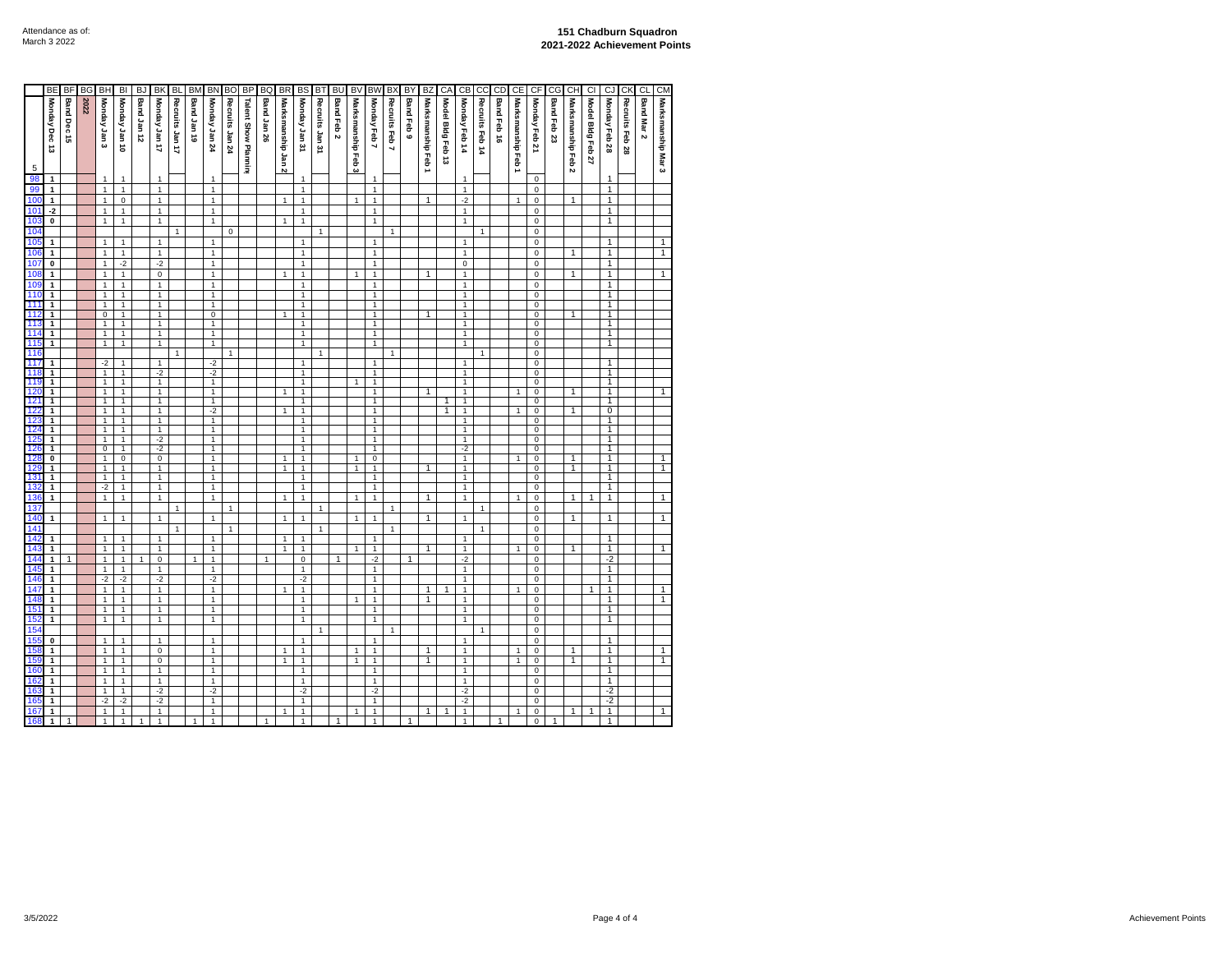Attendance as of:
March 3 2022

# 151 Chadburn Squadron
## 2021-2022 Achievement Points

| | BE | BF | BG | BH | BI | BJ | BK | BL | BM | BN | BO | BP | BQ | BR | BS | BT | BU | BV | BW | BX | BY | BZ | CA | CB | CC | CD | CE | CF | CG | CH | CI | CJ | CK | CL | CM |
|---|---|---|---|---|---|---|---|---|---|---|---|---|---|---|---|---|---|---|---|---|---|---|---|---|---|---|---|---|---|---|---|---|---|---|---|
| 5 | Monday Dec 13 | Band Dec 15 | 2022 | Monday Jan 3 | Monday Jan 10 | Band Jan 12 | Monday Jan 17 | Recruits Jan 17 | Band Jan 19 | Monday Jan 24 | Recruits Jan 24 | Talent Show Plannin | Band Jan 26 | Marksmanship Jan 2 | Monday Jan 31 | Recruits Jan 31 | Band Feb 2 | Marksmanship Feb 3 | Monday Feb 7 | Recruits Feb 7 | Band Feb 9 | Marksmanship Feb 1 | Model Bldg Feb 13 | Monday Feb 14 | Recruits Feb 14 | Band Feb 16 | Marksmanship Feb 1 | Monday Feb 21 | Band Feb 23 | Marksmanship Feb 2 | Model Bldg Feb 27 | Monday Feb 28 | Recruits Feb 28 | Band Mar 2 | Marksmanship Mar 3 |
| 98 | 1 | | | 1 | 1 | | 1 | | | 1 | | | | | 1 | | | | 1 | | | | | 1 | | | | 0 | | | | 1 | | | |
| 99 | 1 | | | 1 | 1 | | 1 | | | 1 | | | | | 1 | | | | 1 | | | | | 1 | | | | 0 | | | | 1 | | | |
| 100 | 1 | | | 1 | 0 | | 1 | | | 1 | | | | 1 | 1 | | | 1 | 1 | | | 1 | | -2 | | | 1 | 0 | | 1 | | 1 | | | |
| 101 | -2 | | | 1 | 1 | | 1 | | | 1 | | | | | 1 | | | | 1 | | | | | 1 | | | | 0 | | | | 1 | | | |
| 103 | 0 | | | 1 | 1 | | 1 | | | 1 | | | | 1 | 1 | | | | 1 | | | | | 1 | | | | 0 | | | | 1 | | | |
| 104 | | | | | | | | 1 | | | 0 | | | | | 1 | | | | 1 | | | | | 1 | | | 0 | | | | | | | |
| 105 | 1 | | | 1 | 1 | | 1 | | | 1 | | | | | 1 | | | | 1 | | | | | 1 | | | | 0 | | | | 1 | | | 1 |
| 106 | 1 | | | 1 | 1 | | 1 | | | 1 | | | | | 1 | | | | 1 | | | | | 1 | | | | 0 | | 1 | | 1 | | | 1 |
| 107 | 0 | | | 1 | -2 | | -2 | | | 1 | | | | | 1 | | | | 1 | | | | | 0 | | | | 0 | | | | 1 | | | |
| 108 | 1 | | | 1 | 1 | | 0 | | | 1 | | | | 1 | 1 | | | 1 | 1 | | | 1 | | 1 | | | | 0 | | 1 | | 1 | | | 1 |
| 109 | 1 | | | 1 | 1 | | 1 | | | 1 | | | | | 1 | | | | 1 | | | | | 1 | | | | 0 | | | | 1 | | | |
| 110 | 1 | | | 1 | 1 | | 1 | | | 1 | | | | | 1 | | | | 1 | | | | | 1 | | | | 0 | | | | 1 | | | |
| 111 | 1 | | | 1 | 1 | | 1 | | | 1 | | | | | 1 | | | | 1 | | | | | 1 | | | | 0 | | | | 1 | | | |
| 112 | 1 | | | 0 | 1 | | 1 | | | 0 | | | | 1 | 1 | | | | 1 | | | 1 | | 1 | | | | 0 | | 1 | | 1 | | | |
| 113 | 1 | | | 1 | 1 | | 1 | | | 1 | | | | | 1 | | | | 1 | | | | | 1 | | | | 0 | | | | 1 | | | |
| 114 | 1 | | | 1 | 1 | | 1 | | | 1 | | | | | 1 | | | | 1 | | | | | 1 | | | | 0 | | | | 1 | | | |
| 115 | 1 | | | 1 | 1 | | 1 | | | 1 | | | | | 1 | | | | 1 | | | | | 1 | | | | 0 | | | | 1 | | | |
| 116 | | | | | | | | 1 | | | 1 | | | | | 1 | | | | 1 | | | | | 1 | | | 0 | | | | | | | |
| 117 | 1 | | | -2 | 1 | | 1 | | | -2 | | | | | 1 | | | | 1 | | | | | 1 | | | | 0 | | | | 1 | | | |
| 118 | 1 | | | 1 | 1 | | -2 | | | -2 | | | | | 1 | | | | 1 | | | | | 1 | | | | 0 | | | | 1 | | | |
| 119 | 1 | | | 1 | 1 | | 1 | | | 1 | | | | | 1 | | | 1 | 1 | | | | | 1 | | | | 0 | | | | 1 | | | |
| 120 | 1 | | | 1 | 1 | | 1 | | | 1 | | | | 1 | 1 | | | | 1 | | | 1 | | 1 | | | 1 | 0 | | 1 | | 1 | | | 1 |
| 121 | 1 | | | 1 | 1 | | 1 | | | 1 | | | | | 1 | | | | 1 | | | | 1 | 1 | | | | 0 | | | | 1 | | | |
| 122 | 1 | | | 1 | 1 | | 1 | | | -2 | | | | 1 | 1 | | | | 1 | | | | 1 | 1 | | | 1 | 0 | | 1 | | 0 | | | |
| 123 | 1 | | | 1 | 1 | | 1 | | | 1 | | | | | 1 | | | | 1 | | | | | 1 | | | | 0 | | | | 1 | | | |
| 124 | 1 | | | 1 | 1 | | 1 | | | 1 | | | | | 1 | | | | 1 | | | | | 1 | | | | 0 | | | | 1 | | | |
| 125 | 1 | | | 1 | 1 | | -2 | | | 1 | | | | | 1 | | | | 1 | | | | | 1 | | | | 0 | | | | 1 | | | |
| 126 | 1 | | | 0 | 1 | | -2 | | | 1 | | | | | 1 | | | | 1 | | | | | -2 | | | | 0 | | | | 1 | | | |
| 128 | 0 | | | 1 | 0 | | 0 | | | 1 | | | | 1 | 1 | | | 1 | 0 | | | | | 1 | | | 1 | 0 | | 1 | | 1 | | | 1 |
| 129 | 1 | | | 1 | 1 | | 1 | | | 1 | | | | 1 | 1 | | | 1 | 1 | | | 1 | | 1 | | | | 0 | | 1 | | 1 | | | 1 |
| 131 | 1 | | | 1 | 1 | | 1 | | | 1 | | | | | 1 | | | | 1 | | | | | 1 | | | | 0 | | | | 1 | | | |
| 132 | 1 | | | -2 | 1 | | 1 | | | 1 | | | | | 1 | | | | 1 | | | | | 1 | | | | 0 | | | | 1 | | | |
| 136 | 1 | | | 1 | 1 | | 1 | | | 1 | | | | 1 | 1 | | | 1 | 1 | | | 1 | | 1 | | | 1 | 0 | | 1 | 1 | 1 | | | 1 |
| 137 | | | | | | | | 1 | | | 1 | | | | | 1 | | | | 1 | | | | | 1 | | | 0 | | | | | | | |
| 140 | 1 | | | 1 | 1 | | 1 | | | 1 | | | | 1 | 1 | | | 1 | 1 | | | 1 | | 1 | | | | 0 | | 1 | | 1 | | | 1 |
| 141 | | | | | | | | 1 | | | 1 | | | | | 1 | | | | 1 | | | | | 1 | | | 0 | | | | | | | |
| 142 | 1 | | | 1 | 1 | | 1 | | | 1 | | | | 1 | 1 | | | | 1 | | | | | 1 | | | | 0 | | | | 1 | | | |
| 143 | 1 | | | 1 | 1 | | 1 | | | 1 | | | | 1 | 1 | | | 1 | 1 | | | 1 | | 1 | | | 1 | 0 | | 1 | | 1 | | | 1 |
| 144 | 1 | 1 | | 1 | 1 | 1 | 0 | | 1 | 1 | | | 1 | | 0 | | 1 | | -2 | | 1 | | | -2 | | | | 0 | | | | -2 | | | |
| 145 | 1 | | | 1 | 1 | | 1 | | | 1 | | | | | 1 | | | | 1 | | | | | 1 | | | | 0 | | | | 1 | | | |
| 146 | 1 | | | -2 | -2 | | -2 | | | -2 | | | | | -2 | | | | 1 | | | | | 1 | | | | 0 | | | | 1 | | | |
| 147 | 1 | | | 1 | 1 | | 1 | | | 1 | | | | 1 | 1 | | | | 1 | | | 1 | 1 | 1 | | | 1 | 0 | | | 1 | 1 | | | 1 |
| 148 | 1 | | | 1 | 1 | | 1 | | | 1 | | | | | 1 | | | 1 | 1 | | | 1 | | 1 | | | | 0 | | | | 1 | | | 1 |
| 151 | 1 | | | 1 | 1 | | 1 | | | 1 | | | | | 1 | | | | 1 | | | | | 1 | | | | 0 | | | | 1 | | | |
| 152 | 1 | | | 1 | 1 | | 1 | | | 1 | | | | | 1 | | | | 1 | | | | | 1 | | | | 0 | | | | 1 | | | |
| 154 | | | | | | | | | | | | | | | | 1 | | | | 1 | | | | | 1 | | | 0 | | | | | | | |
| 155 | 0 | | | 1 | 1 | | 1 | | | 1 | | | | | 1 | | | | 1 | | | | | 1 | | | | 0 | | | | 1 | | | |
| 158 | 1 | | | 1 | 1 | | 0 | | | 1 | | | | 1 | 1 | | | 1 | 1 | | | 1 | | 1 | | | 1 | 0 | | 1 | | 1 | | | 1 |
| 159 | 1 | | | 1 | 1 | | 0 | | | 1 | | | | 1 | 1 | | | 1 | 1 | | | 1 | | 1 | | | 1 | 0 | | 1 | | 1 | | | 1 |
| 160 | 1 | | | 1 | 1 | | 1 | | | 1 | | | | | 1 | | | | 1 | | | | | 1 | | | | 0 | | | | 1 | | | |
| 162 | 1 | | | 1 | 1 | | 1 | | | 1 | | | | | 1 | | | | 1 | | | | | 1 | | | | 0 | | | | 1 | | | |
| 163 | 1 | | | 1 | 1 | | -2 | | | -2 | | | | | -2 | | | | -2 | | | | | -2 | | | | 0 | | | | -2 | | | |
| 165 | 1 | | | -2 | -2 | | -2 | | | 1 | | | | | 1 | | | | 1 | | | | | -2 | | | | 0 | | | | -2 | | | |
| 167 | 1 | | | 1 | 1 | | 1 | | | 1 | | | | 1 | 1 | | | 1 | 1 | | | 1 | 1 | 1 | | | 1 | 0 | | 1 | 1 | 1 | | | 1 |
| 168 | 1 | 1 | | 1 | 1 | 1 | 1 | | 1 | 1 | | | 1 | | 1 | | 1 | | 1 | | 1 | | | 1 | | 1 | | 0 | 1 | | | 1 | | | |